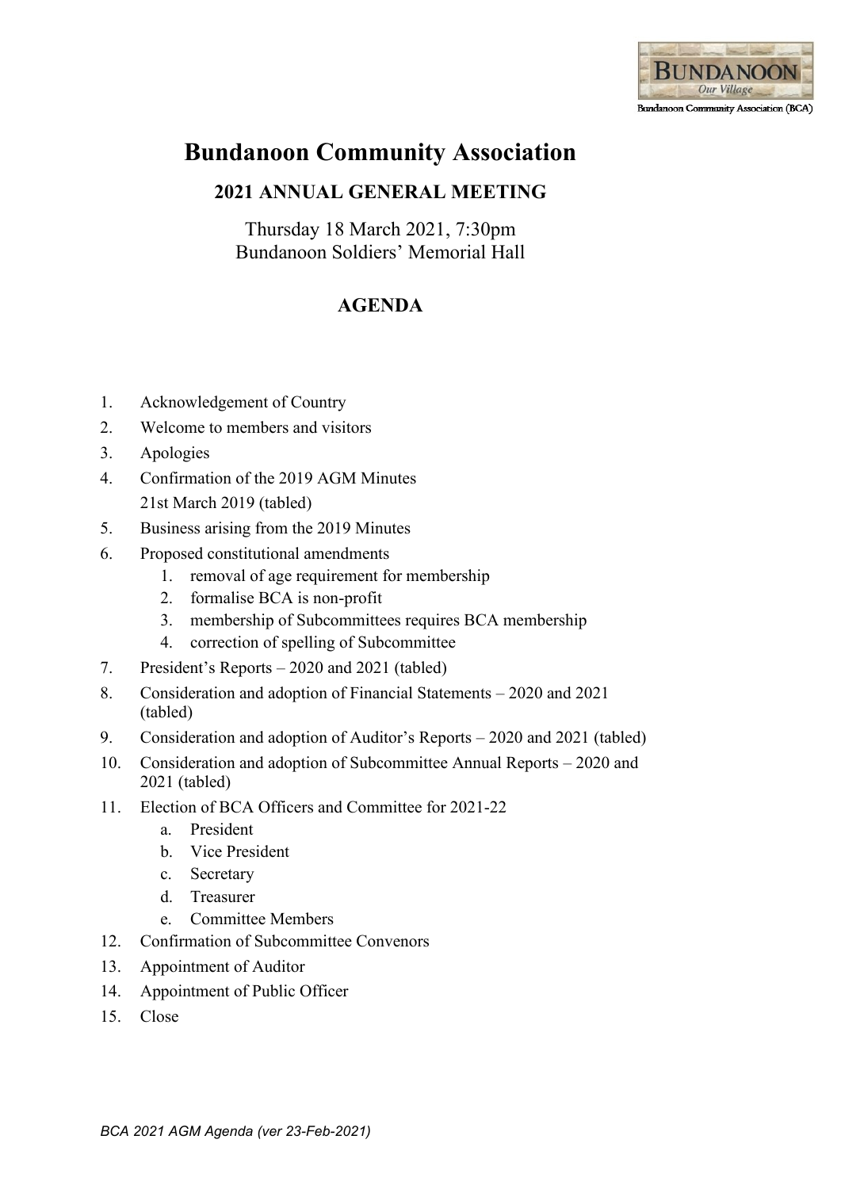# Bundanoon Community Association

## 2021 ANNUAL GENERAL MEETING

Thursday 18 March 2021, 7:30pm
Bundanoon Soldiers' Memorial Hall

## AGENDA

1. Acknowledgement of Country
2. Welcome to members and visitors
3. Apologies
4. Confirmation of the 2019 AGM Minutes
   21st March 2019 (tabled)
5. Business arising from the 2019 Minutes
6. Proposed constitutional amendments
   1. removal of age requirement for membership
   2. formalise BCA is non-profit
   3. membership of Subcommittees requires BCA membership
   4. correction of spelling of Subcommittee
7. President's Reports – 2020 and 2021 (tabled)
8. Consideration and adoption of Financial Statements – 2020 and 2021 (tabled)
9. Consideration and adoption of Auditor's Reports – 2020 and 2021 (tabled)
10. Consideration and adoption of Subcommittee Annual Reports – 2020 and 2021 (tabled)
11. Election of BCA Officers and Committee for 2021-22
    a. President
    b. Vice President
    c. Secretary
    d. Treasurer
    e. Committee Members
12. Confirmation of Subcommittee Convenors
13. Appointment of Auditor
14. Appointment of Public Officer
15. Close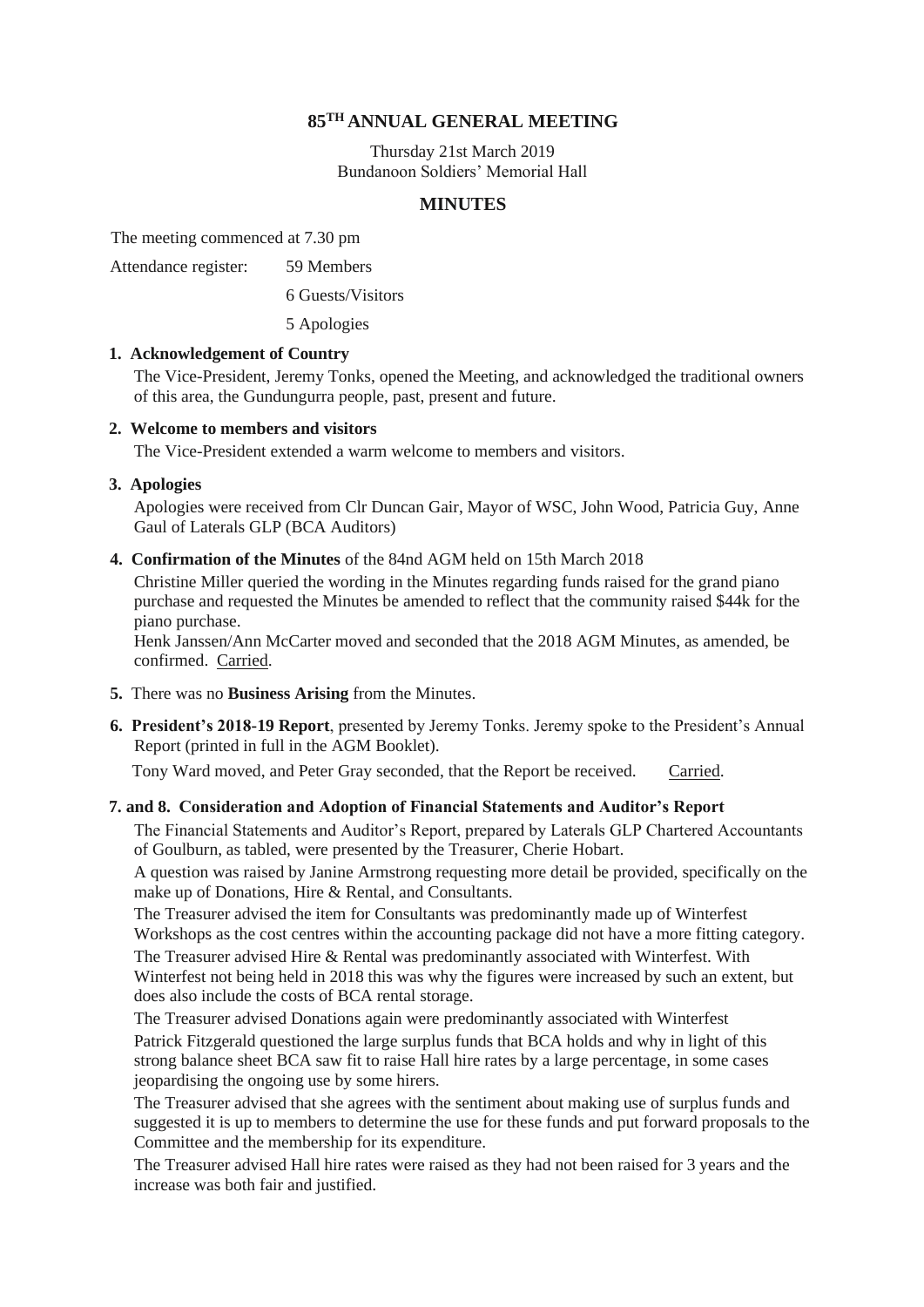# 85[TH] ANNUAL GENERAL MEETING

Thursday 21st March 2019
Bundanoon Soldiers' Memorial Hall

## MINUTES

The meeting commenced at 7.30 pm

Attendance register: 59 Members

6 Guests/Visitors

5 Apologies

**1. Acknowledgement of Country**

The Vice-President, Jeremy Tonks, opened the Meeting, and acknowledged the traditional owners of this area, the Gundungurra people, past, present and future.

**2. Welcome to members and visitors**

The Vice-President extended a warm welcome to members and visitors.

**3. Apologies**

Apologies were received from Clr Duncan Gair, Mayor of WSC, John Wood, Patricia Guy, Anne Gaul of Laterals GLP (BCA Auditors)

**4. Confirmation of the Minutes** of the 84nd AGM held on 15th March 2018

Christine Miller queried the wording in the Minutes regarding funds raised for the grand piano purchase and requested the Minutes be amended to reflect that the community raised $44k for the piano purchase.
Henk Janssen/Ann McCarter moved and seconded that the 2018 AGM Minutes, as amended, be confirmed. Carried.

**5.** There was no **Business Arising** from the Minutes.

**6. President's 2018-19 Report**, presented by Jeremy Tonks. Jeremy spoke to the President's Annual Report (printed in full in the AGM Booklet).

Tony Ward moved, and Peter Gray seconded, that the Report be received. Carried.

**7. and 8. Consideration and Adoption of Financial Statements and Auditor's Report**

The Financial Statements and Auditor's Report, prepared by Laterals GLP Chartered Accountants of Goulburn, as tabled, were presented by the Treasurer, Cherie Hobart.

A question was raised by Janine Armstrong requesting more detail be provided, specifically on the make up of Donations, Hire & Rental, and Consultants.

The Treasurer advised the item for Consultants was predominantly made up of Winterfest Workshops as the cost centres within the accounting package did not have a more fitting category.

The Treasurer advised Hire & Rental was predominantly associated with Winterfest. With Winterfest not being held in 2018 this was why the figures were increased by such an extent, but does also include the costs of BCA rental storage.

The Treasurer advised Donations again were predominantly associated with Winterfest

Patrick Fitzgerald questioned the large surplus funds that BCA holds and why in light of this strong balance sheet BCA saw fit to raise Hall hire rates by a large percentage, in some cases jeopardising the ongoing use by some hirers.

The Treasurer advised that she agrees with the sentiment about making use of surplus funds and suggested it is up to members to determine the use for these funds and put forward proposals to the Committee and the membership for its expenditure.

The Treasurer advised Hall hire rates were raised as they had not been raised for 3 years and the increase was both fair and justified.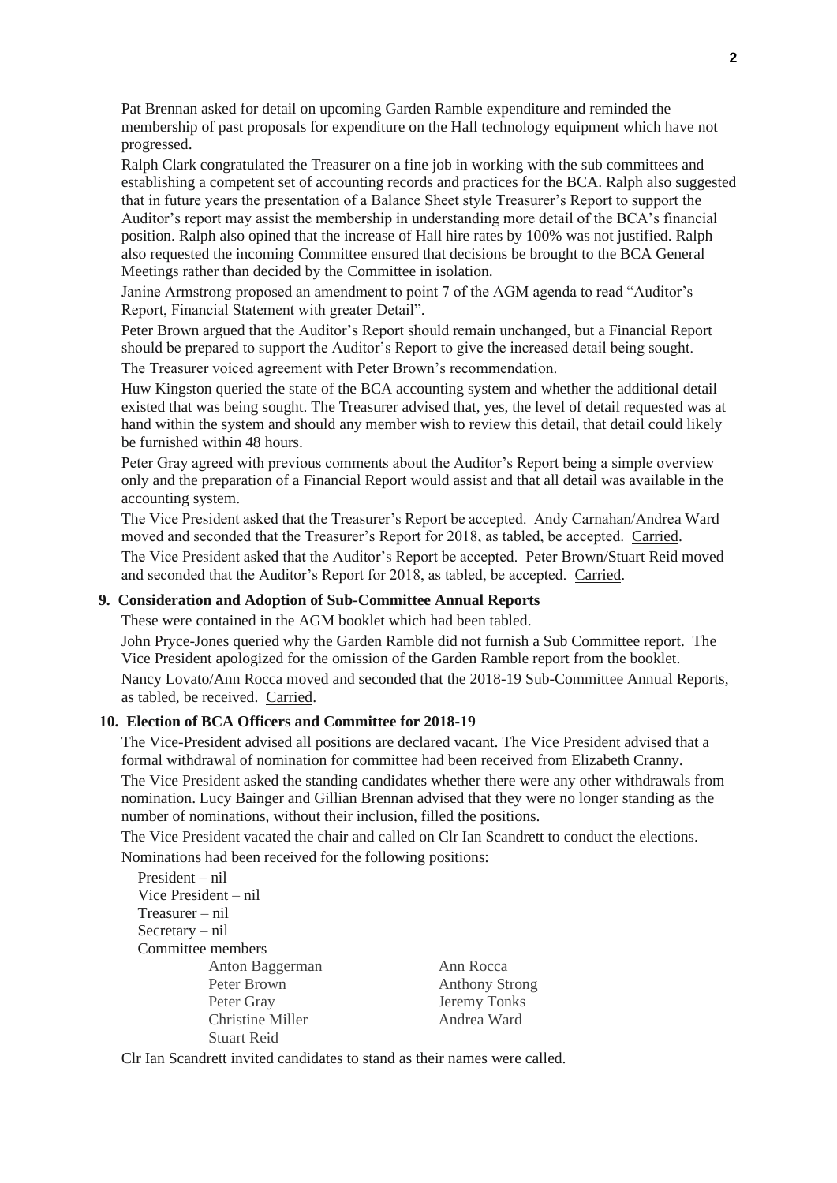Pat Brennan asked for detail on upcoming Garden Ramble expenditure and reminded the membership of past proposals for expenditure on the Hall technology equipment which have not progressed.

Ralph Clark congratulated the Treasurer on a fine job in working with the sub committees and establishing a competent set of accounting records and practices for the BCA. Ralph also suggested that in future years the presentation of a Balance Sheet style Treasurer's Report to support the Auditor's report may assist the membership in understanding more detail of the BCA's financial position. Ralph also opined that the increase of Hall hire rates by 100% was not justified. Ralph also requested the incoming Committee ensured that decisions be brought to the BCA General Meetings rather than decided by the Committee in isolation.

Janine Armstrong proposed an amendment to point 7 of the AGM agenda to read "Auditor's Report, Financial Statement with greater Detail".

Peter Brown argued that the Auditor's Report should remain unchanged, but a Financial Report should be prepared to support the Auditor's Report to give the increased detail being sought.

The Treasurer voiced agreement with Peter Brown's recommendation.

Huw Kingston queried the state of the BCA accounting system and whether the additional detail existed that was being sought. The Treasurer advised that, yes, the level of detail requested was at hand within the system and should any member wish to review this detail, that detail could likely be furnished within 48 hours.

Peter Gray agreed with previous comments about the Auditor's Report being a simple overview only and the preparation of a Financial Report would assist and that all detail was available in the accounting system.

The Vice President asked that the Treasurer's Report be accepted. Andy Carnahan/Andrea Ward moved and seconded that the Treasurer's Report for 2018, as tabled, be accepted. <u>Carried</u>.

The Vice President asked that the Auditor's Report be accepted. Peter Brown/Stuart Reid moved and seconded that the Auditor's Report for 2018, as tabled, be accepted. <u>Carried</u>.

**9. Consideration and Adoption of Sub-Committee Annual Reports**

These were contained in the AGM booklet which had been tabled.

John Pryce-Jones queried why the Garden Ramble did not furnish a Sub Committee report. The Vice President apologized for the omission of the Garden Ramble report from the booklet.

Nancy Lovato/Ann Rocca moved and seconded that the 2018-19 Sub-Committee Annual Reports, as tabled, be received. <u>Carried</u>.

**10. Election of BCA Officers and Committee for 2018-19**

The Vice-President advised all positions are declared vacant. The Vice President advised that a formal withdrawal of nomination for committee had been received from Elizabeth Cranny.

The Vice President asked the standing candidates whether there were any other withdrawals from nomination. Lucy Bainger and Gillian Brennan advised that they were no longer standing as the number of nominations, without their inclusion, filled the positions.

The Vice President vacated the chair and called on Clr Ian Scandrett to conduct the elections.

Nominations had been received for the following positions:

President – nil
Vice President – nil
Treasurer – nil
Secretary – nil
Committee members

| | |
|---|---|
| Anton Baggerman | Ann Rocca |
| Peter Brown | Anthony Strong |
| Peter Gray | Jeremy Tonks |
| Christine Miller | Andrea Ward |
| Stuart Reid | |

Clr Ian Scandrett invited candidates to stand as their names were called.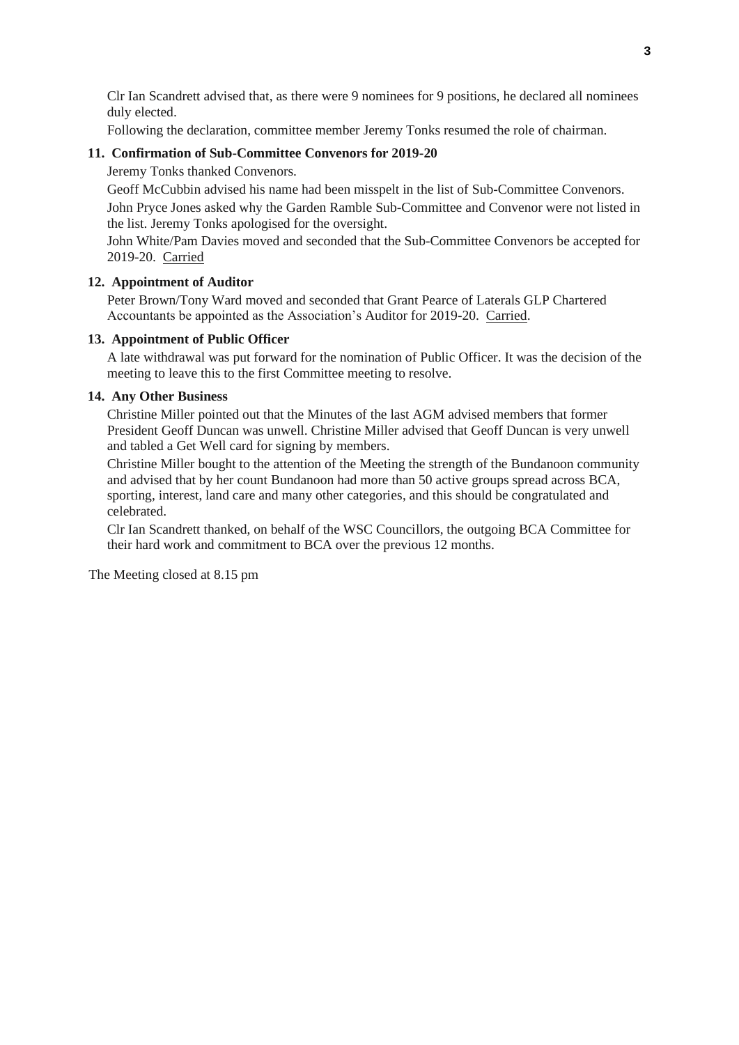Clr Ian Scandrett advised that, as there were 9 nominees for 9 positions, he declared all nominees duly elected.

Following the declaration, committee member Jeremy Tonks resumed the role of chairman.

**11. Confirmation of Sub-Committee Convenors for 2019-20**

Jeremy Tonks thanked Convenors.

Geoff McCubbin advised his name had been misspelt in the list of Sub-Committee Convenors.

John Pryce Jones asked why the Garden Ramble Sub-Committee and Convenor were not listed in the list. Jeremy Tonks apologised for the oversight.

John White/Pam Davies moved and seconded that the Sub-Committee Convenors be accepted for 2019-20. Carried

**12. Appointment of Auditor**

Peter Brown/Tony Ward moved and seconded that Grant Pearce of Laterals GLP Chartered Accountants be appointed as the Association's Auditor for 2019-20. Carried.

**13. Appointment of Public Officer**

A late withdrawal was put forward for the nomination of Public Officer. It was the decision of the meeting to leave this to the first Committee meeting to resolve.

**14. Any Other Business**

Christine Miller pointed out that the Minutes of the last AGM advised members that former President Geoff Duncan was unwell. Christine Miller advised that Geoff Duncan is very unwell and tabled a Get Well card for signing by members.

Christine Miller bought to the attention of the Meeting the strength of the Bundanoon community and advised that by her count Bundanoon had more than 50 active groups spread across BCA, sporting, interest, land care and many other categories, and this should be congratulated and celebrated.

Clr Ian Scandrett thanked, on behalf of the WSC Councillors, the outgoing BCA Committee for their hard work and commitment to BCA over the previous 12 months.

The Meeting closed at 8.15 pm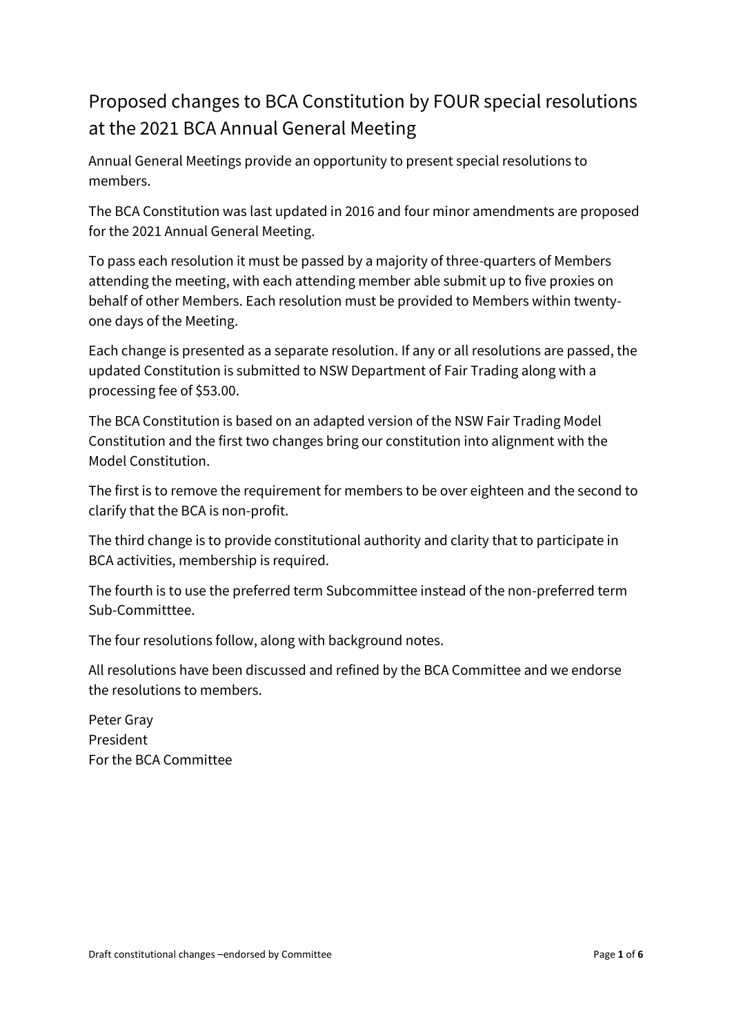# Proposed changes to BCA Constitution by FOUR special resolutions at the 2021 BCA Annual General Meeting

Annual General Meetings provide an opportunity to present special resolutions to members.

The BCA Constitution was last updated in 2016 and four minor amendments are proposed for the 2021 Annual General Meeting.

To pass each resolution it must be passed by a majority of three-quarters of Members attending the meeting, with each attending member able submit up to five proxies on behalf of other Members. Each resolution must be provided to Members within twenty-one days of the Meeting.

Each change is presented as a separate resolution. If any or all resolutions are passed, the updated Constitution is submitted to NSW Department of Fair Trading along with a processing fee of $53.00.

The BCA Constitution is based on an adapted version of the NSW Fair Trading Model Constitution and the first two changes bring our constitution into alignment with the Model Constitution.

The first is to remove the requirement for members to be over eighteen and the second to clarify that the BCA is non-profit.

The third change is to provide constitutional authority and clarity that to participate in BCA activities, membership is required.

The fourth is to use the preferred term Subcommittee instead of the non-preferred term Sub-Committtee.

The four resolutions follow, along with background notes.

All resolutions have been discussed and refined by the BCA Committee and we endorse the resolutions to members.

Peter Gray
President
For the BCA Committee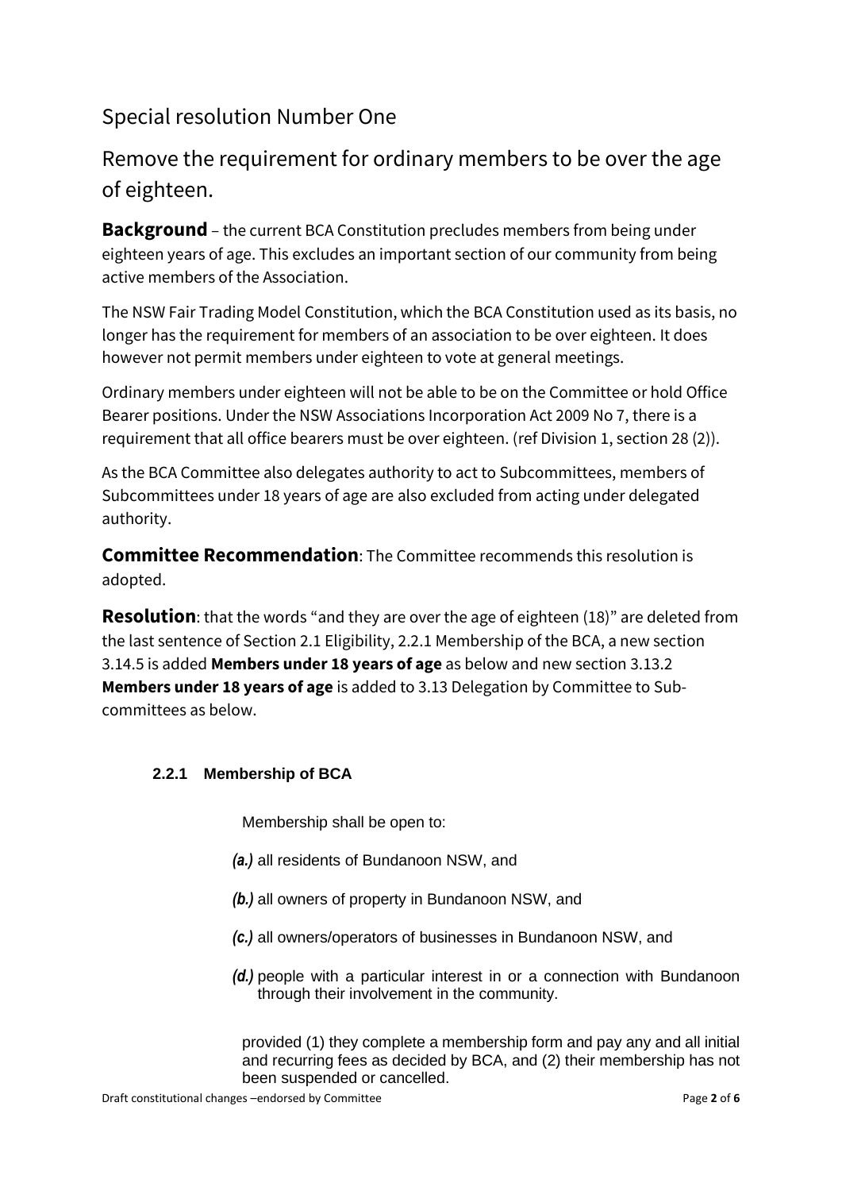## Special resolution Number One

## Remove the requirement for ordinary members to be over the age of eighteen.

**Background** – the current BCA Constitution precludes members from being under eighteen years of age. This excludes an important section of our community from being active members of the Association.

The NSW Fair Trading Model Constitution, which the BCA Constitution used as its basis, no longer has the requirement for members of an association to be over eighteen. It does however not permit members under eighteen to vote at general meetings.

Ordinary members under eighteen will not be able to be on the Committee or hold Office Bearer positions. Under the NSW Associations Incorporation Act 2009 No 7, there is a requirement that all office bearers must be over eighteen. (ref Division 1, section 28 (2)).

As the BCA Committee also delegates authority to act to Subcommittees, members of Subcommittees under 18 years of age are also excluded from acting under delegated authority.

**Committee Recommendation**: The Committee recommends this resolution is adopted.

**Resolution**: that the words "and they are over the age of eighteen (18)" are deleted from the last sentence of Section 2.1 Eligibility, 2.2.1 Membership of the BCA, a new section 3.14.5 is added **Members under 18 years of age** as below and new section 3.13.2 **Members under 18 years of age** is added to 3.13 Delegation by Committee to Sub-committees as below.

#### 2.2.1 Membership of BCA

Membership shall be open to:

*(a.)* all residents of Bundanoon NSW, and

*(b.)* all owners of property in Bundanoon NSW, and

*(c.)* all owners/operators of businesses in Bundanoon NSW, and

*(d.)* people with a particular interest in or a connection with Bundanoon through their involvement in the community.

provided (1) they complete a membership form and pay any and all initial and recurring fees as decided by BCA, and (2) their membership has not been suspended or cancelled.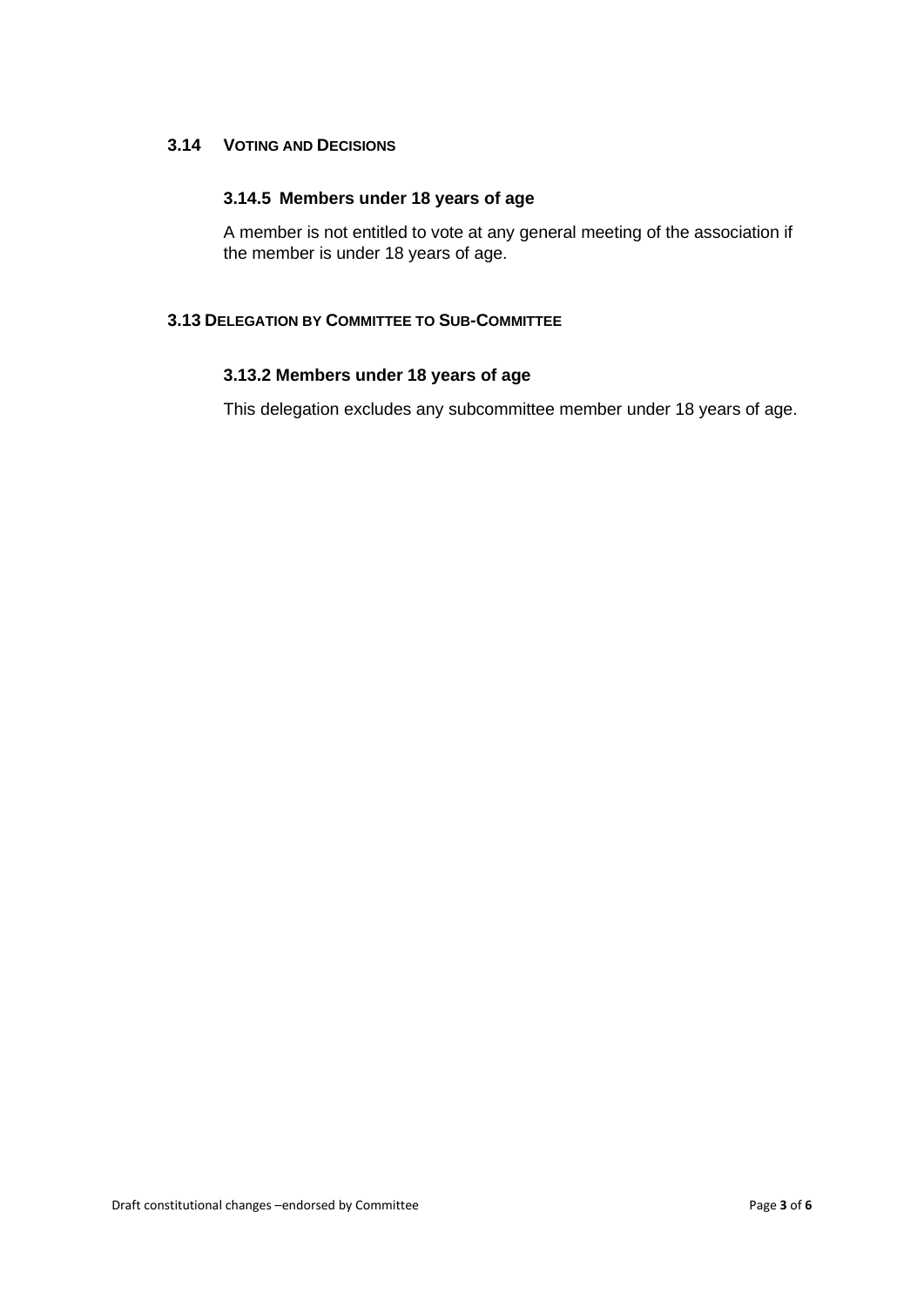## 3.14 VOTING AND DECISIONS

### 3.14.5 Members under 18 years of age

A member is not entitled to vote at any general meeting of the association if the member is under 18 years of age.

## 3.13 DELEGATION BY COMMITTEE TO SUB-COMMITTEE

### 3.13.2 Members under 18 years of age

This delegation excludes any subcommittee member under 18 years of age.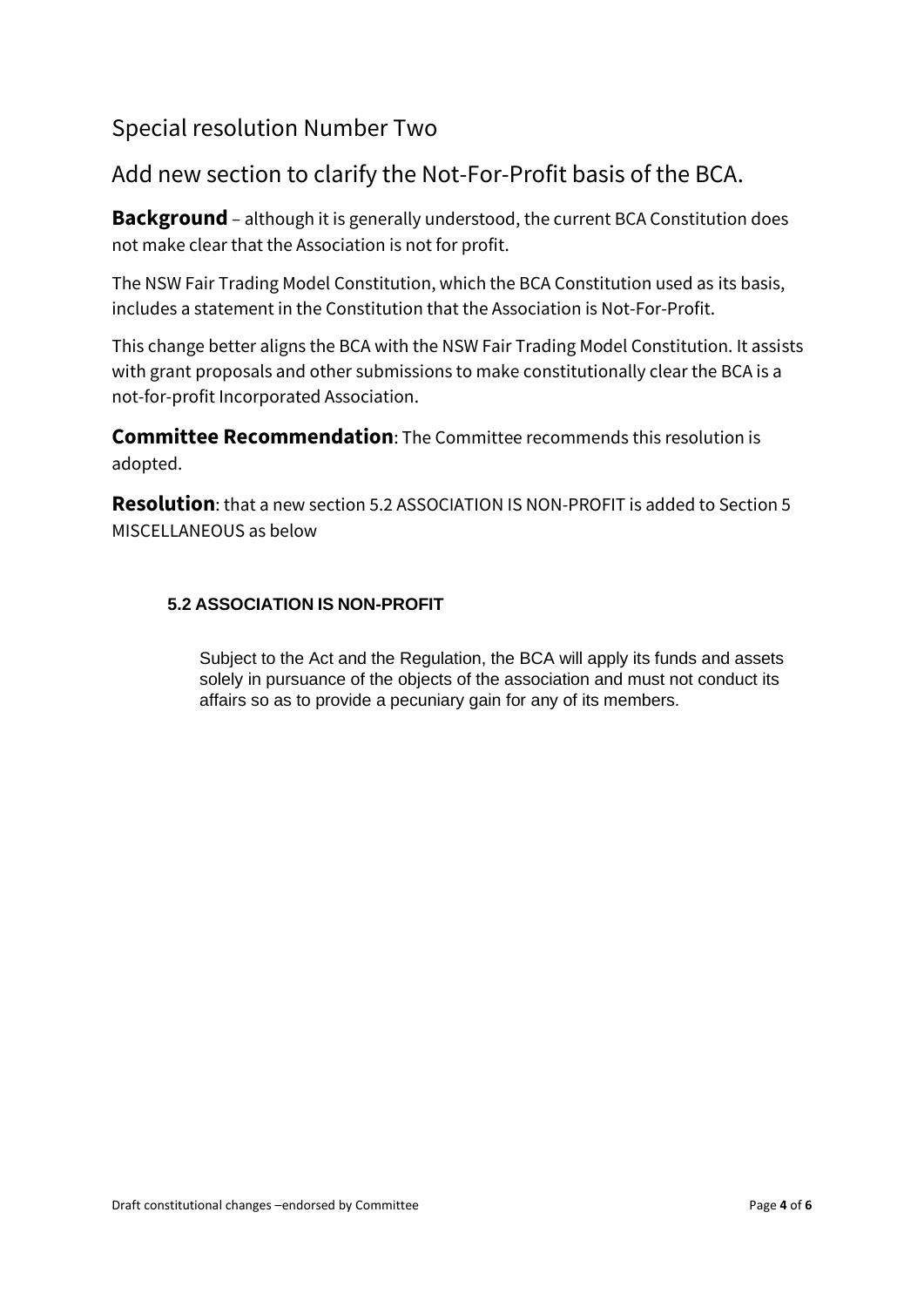## Special resolution Number Two

## Add new section to clarify the Not-For-Profit basis of the BCA.

**Background** – although it is generally understood, the current BCA Constitution does not make clear that the Association is not for profit.

The NSW Fair Trading Model Constitution, which the BCA Constitution used as its basis, includes a statement in the Constitution that the Association is Not-For-Profit.

This change better aligns the BCA with the NSW Fair Trading Model Constitution. It assists with grant proposals and other submissions to make constitutionally clear the BCA is a not-for-profit Incorporated Association.

**Committee Recommendation**: The Committee recommends this resolution is adopted.

**Resolution**: that a new section 5.2 ASSOCIATION IS NON-PROFIT is added to Section 5 MISCELLANEOUS as below

### 5.2 ASSOCIATION IS NON-PROFIT

Subject to the Act and the Regulation, the BCA will apply its funds and assets solely in pursuance of the objects of the association and must not conduct its affairs so as to provide a pecuniary gain for any of its members.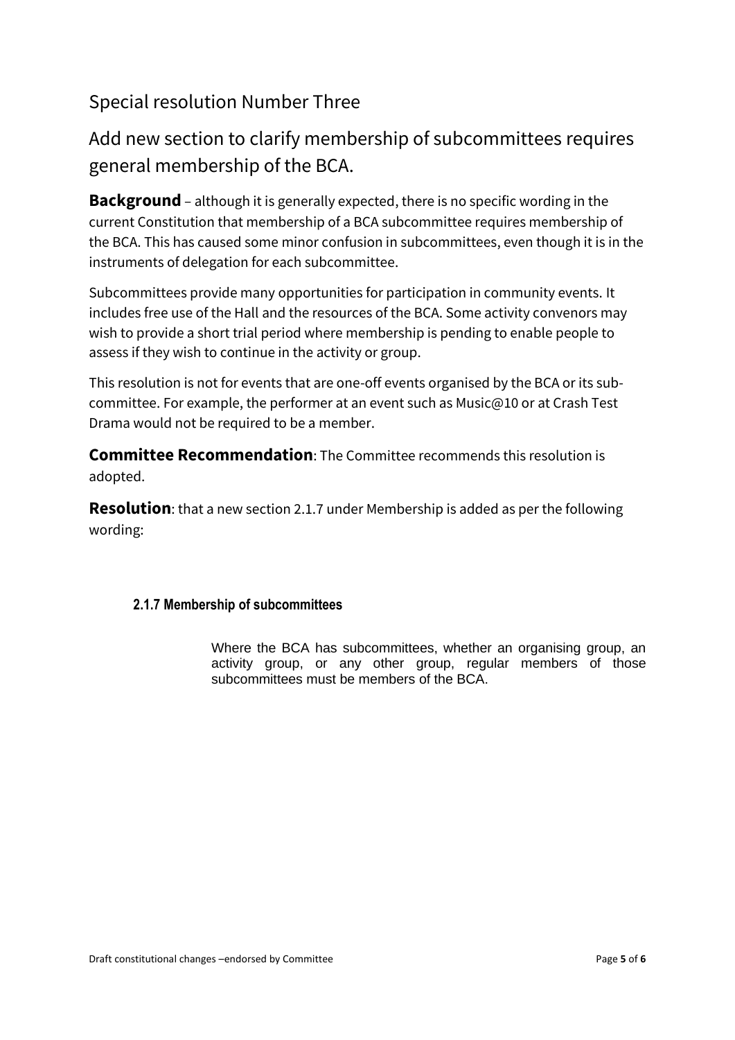## Special resolution Number Three

## Add new section to clarify membership of subcommittees requires general membership of the BCA.

**Background** – although it is generally expected, there is no specific wording in the current Constitution that membership of a BCA subcommittee requires membership of the BCA. This has caused some minor confusion in subcommittees, even though it is in the instruments of delegation for each subcommittee.

Subcommittees provide many opportunities for participation in community events. It includes free use of the Hall and the resources of the BCA. Some activity convenors may wish to provide a short trial period where membership is pending to enable people to assess if they wish to continue in the activity or group.

This resolution is not for events that are one-off events organised by the BCA or its sub-committee. For example, the performer at an event such as Music@10 or at Crash Test Drama would not be required to be a member.

**Committee Recommendation**: The Committee recommends this resolution is adopted.

**Resolution**: that a new section 2.1.7 under Membership is added as per the following wording:

#### 2.1.7 Membership of subcommittees

Where the BCA has subcommittees, whether an organising group, an activity group, or any other group, regular members of those subcommittees must be members of the BCA.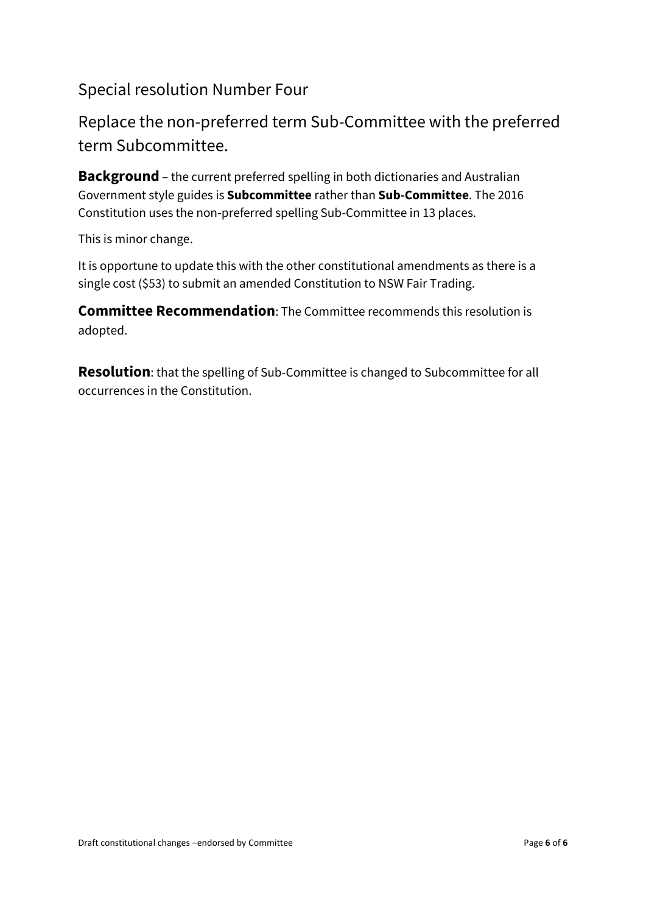## Special resolution Number Four

## Replace the non-preferred term Sub-Committee with the preferred term Subcommittee.

**Background** – the current preferred spelling in both dictionaries and Australian Government style guides is **Subcommittee** rather than **Sub-Committee**. The 2016 Constitution uses the non-preferred spelling Sub-Committee in 13 places.

This is minor change.

It is opportune to update this with the other constitutional amendments as there is a single cost ($53) to submit an amended Constitution to NSW Fair Trading.

**Committee Recommendation**: The Committee recommends this resolution is adopted.

**Resolution**: that the spelling of Sub-Committee is changed to Subcommittee for all occurrences in the Constitution.